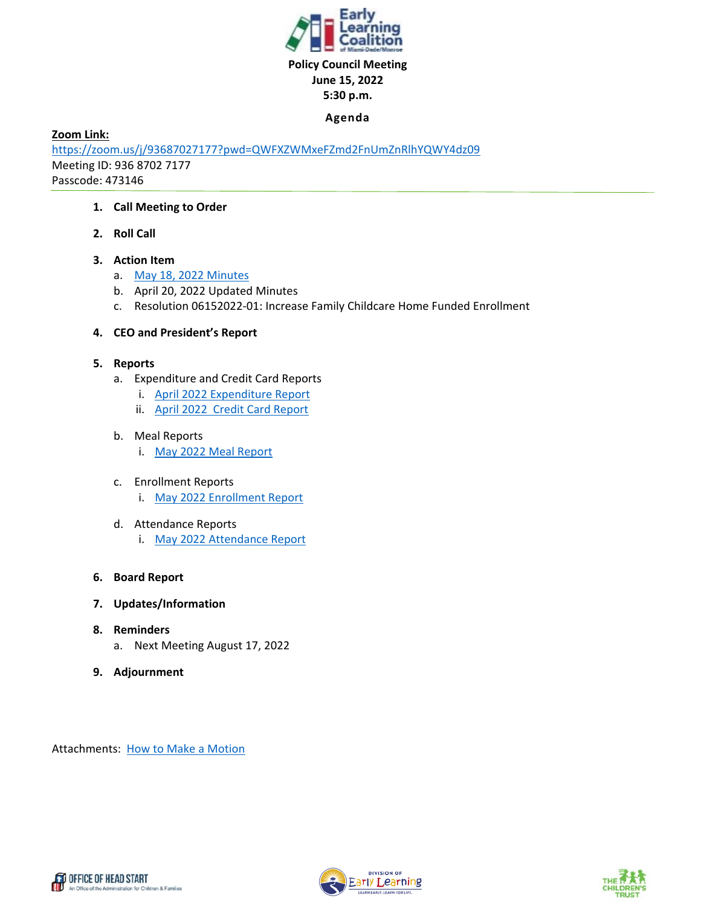**Policy Council Meeting**
**June 15, 2022**
**5:30 p.m.**

**Agenda**

**Zoom Link:**
https://zoom.us/j/93687027177?pwd=QWFXZWMxeFZmd2FnUmZnRlhYQWY4dz09
Meeting ID: 936 8702 7177
Passcode: 473146

---

1. **Call Meeting to Order**

2. **Roll Call**

3. **Action Item**
   a. May 18, 2022 Minutes
   b. April 20, 2022 Updated Minutes
   c. Resolution 06152022-01: Increase Family Childcare Home Funded Enrollment

4. **CEO and President's Report**

5. **Reports**
   a. Expenditure and Credit Card Reports
      i. April 2022 Expenditure Report
      ii. April 2022 Credit Card Report

   b. Meal Reports
      i. May 2022 Meal Report

   c. Enrollment Reports
      i. May 2022 Enrollment Report

   d. Attendance Reports
      i. May 2022 Attendance Report

6. **Board Report**

7. **Updates/Information**

8. **Reminders**
   a. Next Meeting August 17, 2022

9. **Adjournment**

Attachments: How to Make a Motion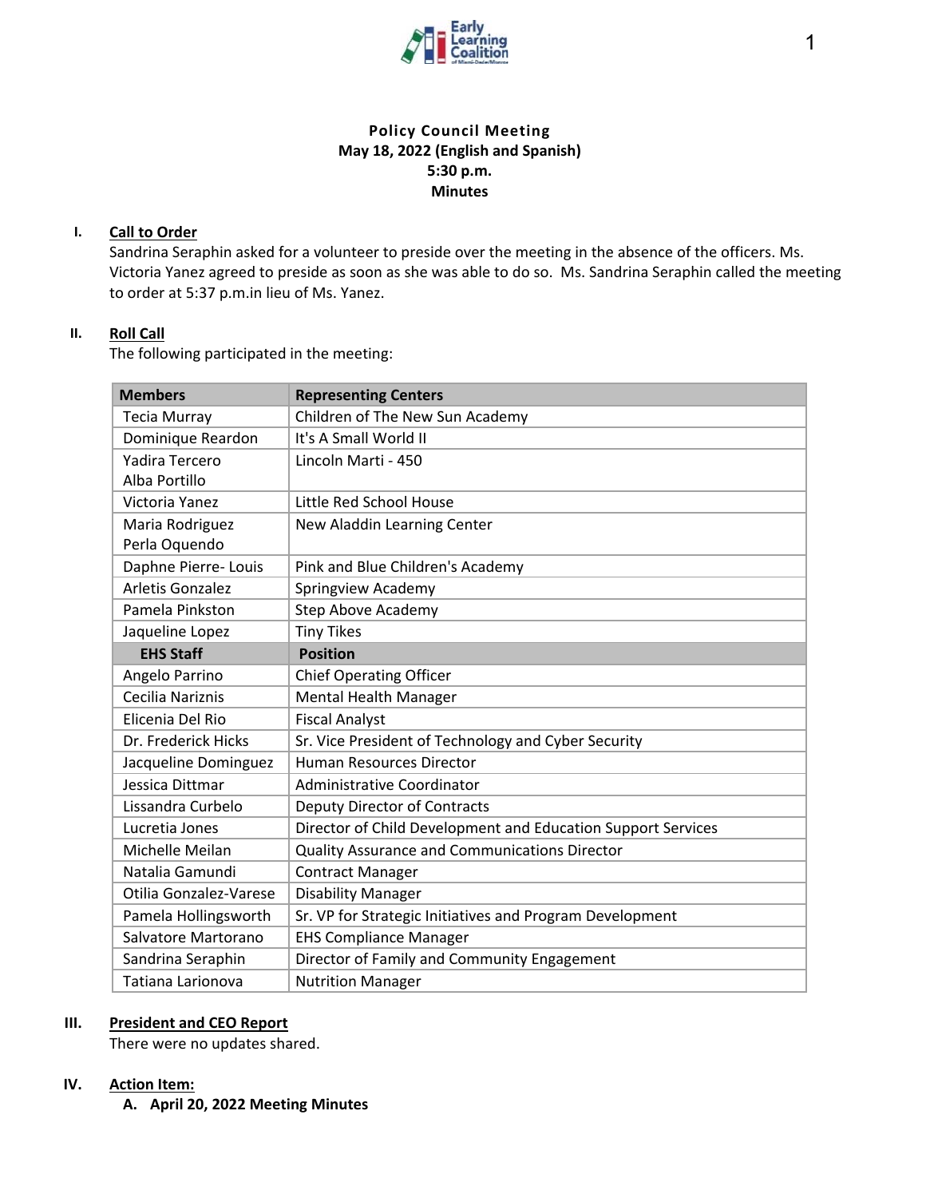# Policy Council Meeting
## May 18, 2022 (English and Spanish)
## 5:30 p.m.
## Minutes

**I. Call to Order**

Sandrina Seraphin asked for a volunteer to preside over the meeting in the absence of the officers. Ms. Victoria Yanez agreed to preside as soon as she was able to do so. Ms. Sandrina Seraphin called the meeting to order at 5:37 p.m.in lieu of Ms. Yanez.

**II. Roll Call**

The following participated in the meeting:

| Members | Representing Centers |
|---|---|
| Tecia Murray | Children of The New Sun Academy |
| Dominique Reardon | It's A Small World II |
| Yadira Tercero<br>Alba Portillo | Lincoln Marti - 450 |
| Victoria Yanez | Little Red School House |
| Maria Rodriguez<br>Perla Oquendo | New Aladdin Learning Center |
| Daphne Pierre- Louis | Pink and Blue Children's Academy |
| Arletis Gonzalez | Springview Academy |
| Pamela Pinkston | Step Above Academy |
| Jaqueline Lopez | Tiny Tikes |
| **EHS Staff** | **Position** |
| Angelo Parrino | Chief Operating Officer |
| Cecilia Nariznis | Mental Health Manager |
| Elicenia Del Rio | Fiscal Analyst |
| Dr. Frederick Hicks | Sr. Vice President of Technology and Cyber Security |
| Jacqueline Dominguez | Human Resources Director |
| Jessica Dittmar | Administrative Coordinator |
| Lissandra Curbelo | Deputy Director of Contracts |
| Lucretia Jones | Director of Child Development and Education Support Services |
| Michelle Meilan | Quality Assurance and Communications Director |
| Natalia Gamundi | Contract Manager |
| Otilia Gonzalez-Varese | Disability Manager |
| Pamela Hollingsworth | Sr. VP for Strategic Initiatives and Program Development |
| Salvatore Martorano | EHS Compliance Manager |
| Sandrina Seraphin | Director of Family and Community Engagement |
| Tatiana Larionova | Nutrition Manager |

**III. President and CEO Report**

There were no updates shared.

**IV. Action Item:**

**A. April 20, 2022 Meeting Minutes**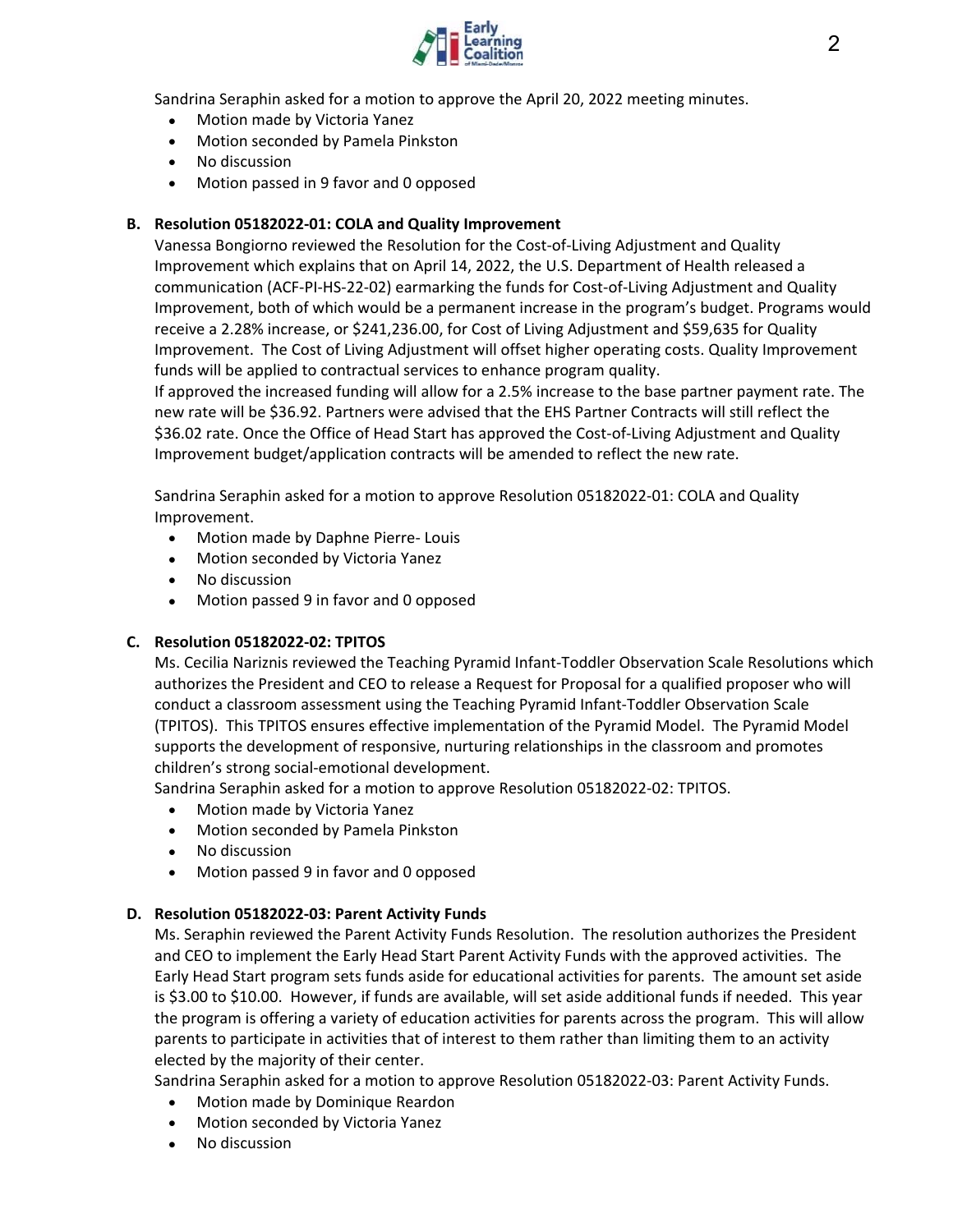Sandrina Seraphin asked for a motion to approve the April 20, 2022 meeting minutes.

- Motion made by Victoria Yanez
- Motion seconded by Pamela Pinkston
- No discussion
- Motion passed in 9 favor and 0 opposed

**B. Resolution 05182022-01: COLA and Quality Improvement**

Vanessa Bongiorno reviewed the Resolution for the Cost-of-Living Adjustment and Quality Improvement which explains that on April 14, 2022, the U.S. Department of Health released a communication (ACF-PI-HS-22-02) earmarking the funds for Cost-of-Living Adjustment and Quality Improvement, both of which would be a permanent increase in the program's budget. Programs would receive a 2.28% increase, or $241,236.00, for Cost of Living Adjustment and $59,635 for Quality Improvement. The Cost of Living Adjustment will offset higher operating costs. Quality Improvement funds will be applied to contractual services to enhance program quality.

If approved the increased funding will allow for a 2.5% increase to the base partner payment rate. The new rate will be $36.92. Partners were advised that the EHS Partner Contracts will still reflect the $36.02 rate. Once the Office of Head Start has approved the Cost-of-Living Adjustment and Quality Improvement budget/application contracts will be amended to reflect the new rate.

Sandrina Seraphin asked for a motion to approve Resolution 05182022-01: COLA and Quality Improvement.

- Motion made by Daphne Pierre- Louis
- Motion seconded by Victoria Yanez
- No discussion
- Motion passed 9 in favor and 0 opposed

**C. Resolution 05182022-02: TPITOS**

Ms. Cecilia Nariznis reviewed the Teaching Pyramid Infant-Toddler Observation Scale Resolutions which authorizes the President and CEO to release a Request for Proposal for a qualified proposer who will conduct a classroom assessment using the Teaching Pyramid Infant-Toddler Observation Scale (TPITOS). This TPITOS ensures effective implementation of the Pyramid Model. The Pyramid Model supports the development of responsive, nurturing relationships in the classroom and promotes children's strong social-emotional development.

Sandrina Seraphin asked for a motion to approve Resolution 05182022-02: TPITOS.

- Motion made by Victoria Yanez
- Motion seconded by Pamela Pinkston
- No discussion
- Motion passed 9 in favor and 0 opposed

**D. Resolution 05182022-03: Parent Activity Funds**

Ms. Seraphin reviewed the Parent Activity Funds Resolution. The resolution authorizes the President and CEO to implement the Early Head Start Parent Activity Funds with the approved activities. The Early Head Start program sets funds aside for educational activities for parents. The amount set aside is $3.00 to $10.00. However, if funds are available, will set aside additional funds if needed. This year the program is offering a variety of education activities for parents across the program. This will allow parents to participate in activities that of interest to them rather than limiting them to an activity elected by the majority of their center.

Sandrina Seraphin asked for a motion to approve Resolution 05182022-03: Parent Activity Funds.

- Motion made by Dominique Reardon
- Motion seconded by Victoria Yanez
- No discussion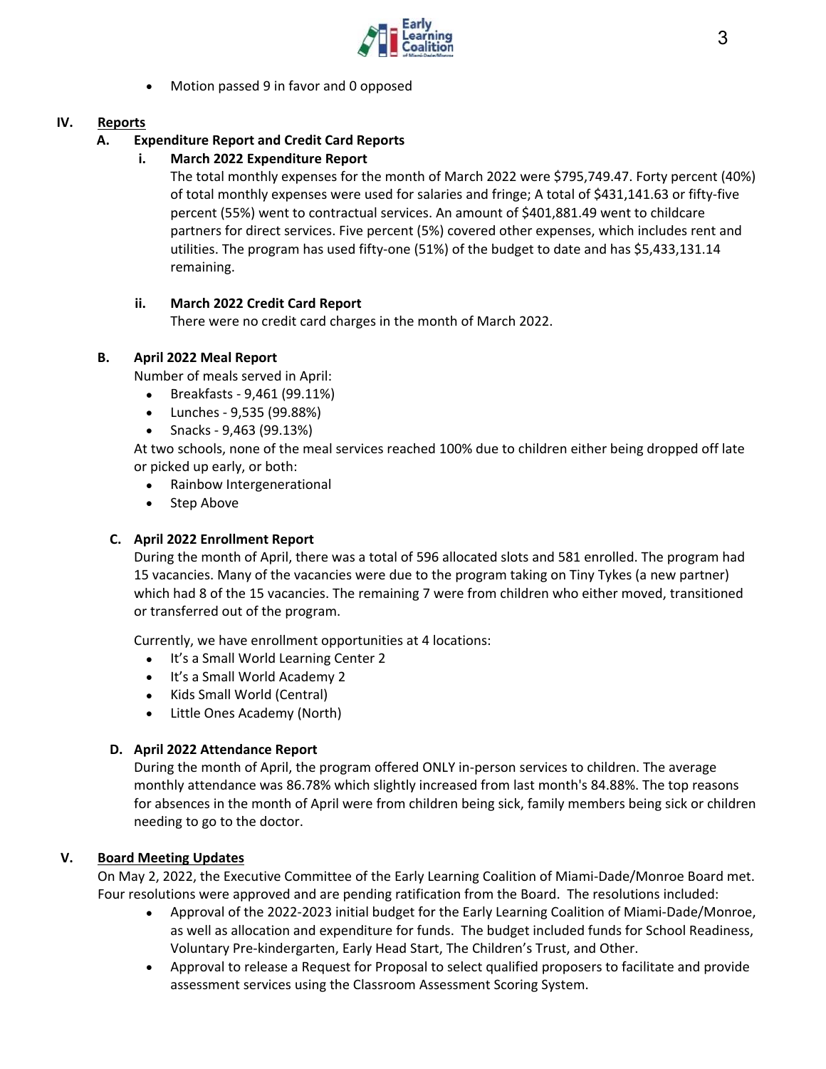- Motion passed 9 in favor and 0 opposed

## IV. Reports

### A. Expenditure Report and Credit Card Reports

#### i. March 2022 Expenditure Report

The total monthly expenses for the month of March 2022 were $795,749.47. Forty percent (40%) of total monthly expenses were used for salaries and fringe; A total of $431,141.63 or fifty-five percent (55%) went to contractual services. An amount of $401,881.49 went to childcare partners for direct services. Five percent (5%) covered other expenses, which includes rent and utilities. The program has used fifty-one (51%) of the budget to date and has $5,433,131.14 remaining.

#### ii. March 2022 Credit Card Report

There were no credit card charges in the month of March 2022.

### B. April 2022 Meal Report

Number of meals served in April:

- Breakfasts - 9,461 (99.11%)
- Lunches - 9,535 (99.88%)
- Snacks - 9,463 (99.13%)

At two schools, none of the meal services reached 100% due to children either being dropped off late or picked up early, or both:

- Rainbow Intergenerational
- Step Above

### C. April 2022 Enrollment Report

During the month of April, there was a total of 596 allocated slots and 581 enrolled. The program had 15 vacancies. Many of the vacancies were due to the program taking on Tiny Tykes (a new partner) which had 8 of the 15 vacancies. The remaining 7 were from children who either moved, transitioned or transferred out of the program.

Currently, we have enrollment opportunities at 4 locations:

- It's a Small World Learning Center 2
- It's a Small World Academy 2
- Kids Small World (Central)
- Little Ones Academy (North)

### D. April 2022 Attendance Report

During the month of April, the program offered ONLY in-person services to children. The average monthly attendance was 86.78% which slightly increased from last month's 84.88%. The top reasons for absences in the month of April were from children being sick, family members being sick or children needing to go to the doctor.

## V. Board Meeting Updates

On May 2, 2022, the Executive Committee of the Early Learning Coalition of Miami-Dade/Monroe Board met. Four resolutions were approved and are pending ratification from the Board. The resolutions included:

- Approval of the 2022-2023 initial budget for the Early Learning Coalition of Miami-Dade/Monroe, as well as allocation and expenditure for funds. The budget included funds for School Readiness, Voluntary Pre-kindergarten, Early Head Start, The Children's Trust, and Other.
- Approval to release a Request for Proposal to select qualified proposers to facilitate and provide assessment services using the Classroom Assessment Scoring System.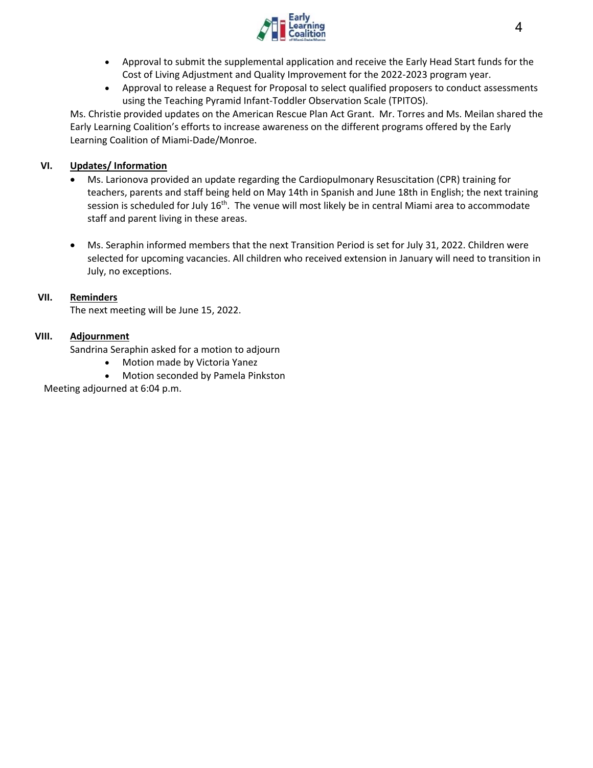- Approval to submit the supplemental application and receive the Early Head Start funds for the Cost of Living Adjustment and Quality Improvement for the 2022-2023 program year.
- Approval to release a Request for Proposal to select qualified proposers to conduct assessments using the Teaching Pyramid Infant-Toddler Observation Scale (TPITOS).

Ms. Christie provided updates on the American Rescue Plan Act Grant. Mr. Torres and Ms. Meilan shared the Early Learning Coalition's efforts to increase awareness on the different programs offered by the Early Learning Coalition of Miami-Dade/Monroe.

## VI. Updates/ Information

- Ms. Larionova provided an update regarding the Cardiopulmonary Resuscitation (CPR) training for teachers, parents and staff being held on May 14th in Spanish and June 18th in English; the next training session is scheduled for July 16th. The venue will most likely be in central Miami area to accommodate staff and parent living in these areas.

- Ms. Seraphin informed members that the next Transition Period is set for July 31, 2022. Children were selected for upcoming vacancies. All children who received extension in January will need to transition in July, no exceptions.

## VII. Reminders

The next meeting will be June 15, 2022.

## VIII. Adjournment

Sandrina Seraphin asked for a motion to adjourn

- Motion made by Victoria Yanez
- Motion seconded by Pamela Pinkston

Meeting adjourned at 6:04 p.m.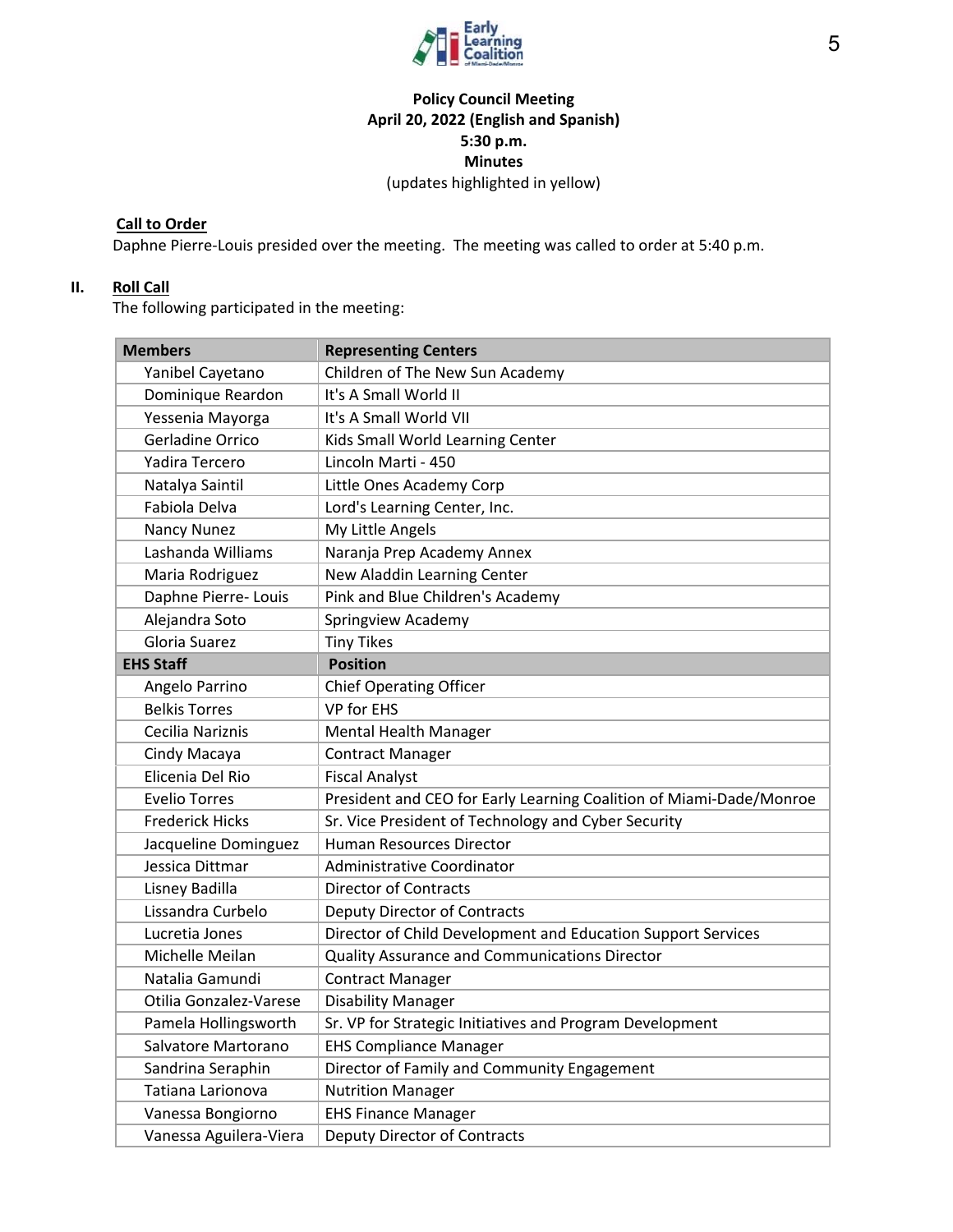**Policy Council Meeting**
**April 20, 2022 (English and Spanish)**
**5:30 p.m.**
**Minutes**
(updates highlighted in yellow)

**Call to Order**

Daphne Pierre-Louis presided over the meeting. The meeting was called to order at 5:40 p.m.

**II. Roll Call**

The following participated in the meeting:

| Members | Representing Centers |
|---|---|
| Yanibel Cayetano | Children of The New Sun Academy |
| Dominique Reardon | It's A Small World II |
| Yessenia Mayorga | It's A Small World VII |
| Gerladine Orrico | Kids Small World Learning Center |
| Yadira Tercero | Lincoln Marti - 450 |
| Natalya Saintil | Little Ones Academy Corp |
| Fabiola Delva | Lord's Learning Center, Inc. |
| Nancy Nunez | My Little Angels |
| Lashanda Williams | Naranja Prep Academy Annex |
| Maria Rodriguez | New Aladdin Learning Center |
| Daphne Pierre- Louis | Pink and Blue Children's Academy |
| Alejandra Soto | Springview Academy |
| Gloria Suarez | Tiny Tikes |
| **EHS Staff** | **Position** |
| Angelo Parrino | Chief Operating Officer |
| Belkis Torres | VP for EHS |
| Cecilia Nariznis | Mental Health Manager |
| Cindy Macaya | Contract Manager |
| Elicenia Del Rio | Fiscal Analyst |
| Evelio Torres | President and CEO for Early Learning Coalition of Miami-Dade/Monroe |
| Frederick Hicks | Sr. Vice President of Technology and Cyber Security |
| Jacqueline Dominguez | Human Resources Director |
| Jessica Dittmar | Administrative Coordinator |
| Lisney Badilla | Director of Contracts |
| Lissandra Curbelo | Deputy Director of Contracts |
| Lucretia Jones | Director of Child Development and Education Support Services |
| Michelle Meilan | Quality Assurance and Communications Director |
| Natalia Gamundi | Contract Manager |
| Otilia Gonzalez-Varese | Disability Manager |
| Pamela Hollingsworth | Sr. VP for Strategic Initiatives and Program Development |
| Salvatore Martorano | EHS Compliance Manager |
| Sandrina Seraphin | Director of Family and Community Engagement |
| Tatiana Larionova | Nutrition Manager |
| Vanessa Bongiorno | EHS Finance Manager |
| Vanessa Aguilera-Viera | Deputy Director of Contracts |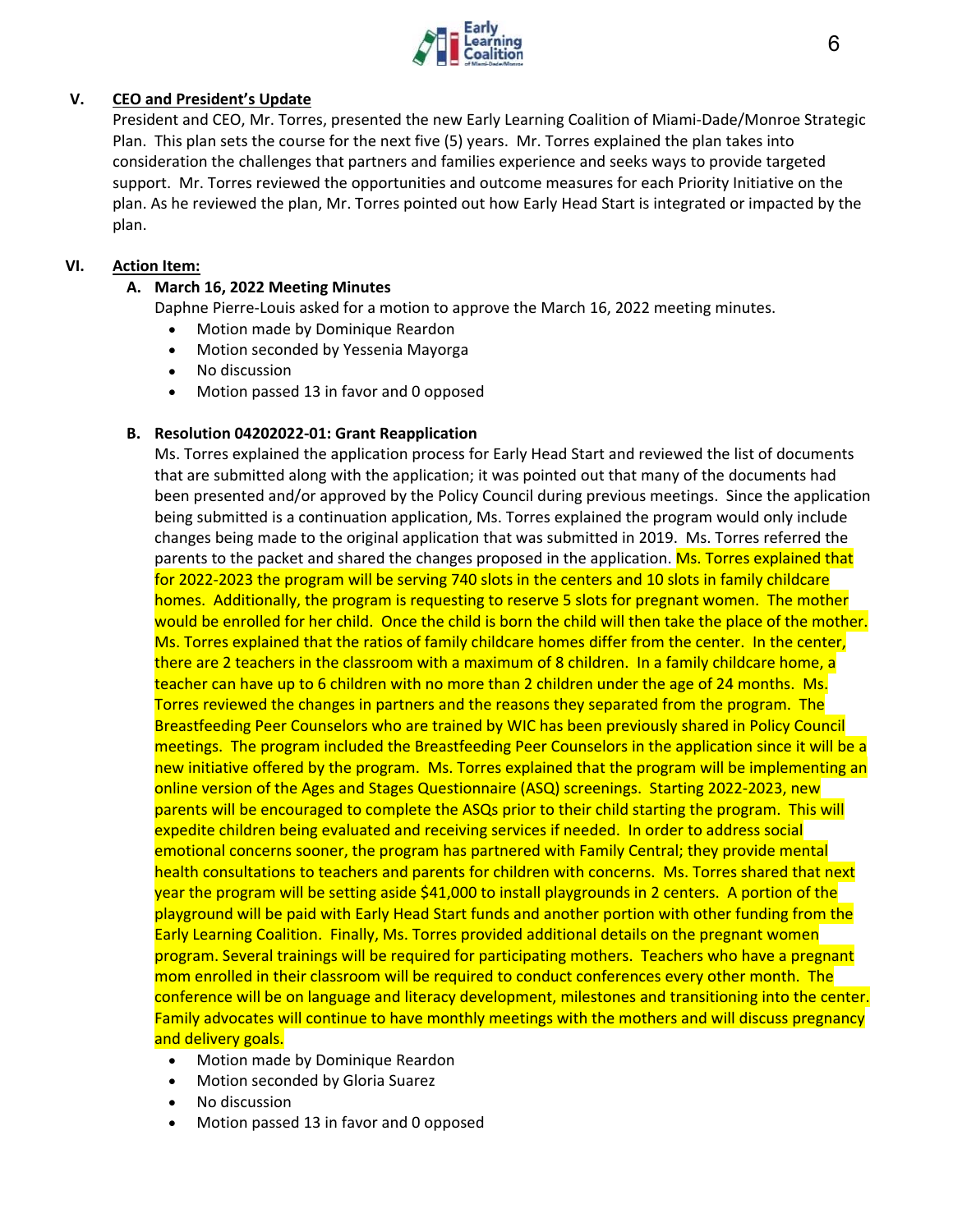## V. CEO and President's Update

President and CEO, Mr. Torres, presented the new Early Learning Coalition of Miami-Dade/Monroe Strategic Plan. This plan sets the course for the next five (5) years. Mr. Torres explained the plan takes into consideration the challenges that partners and families experience and seeks ways to provide targeted support. Mr. Torres reviewed the opportunities and outcome measures for each Priority Initiative on the plan. As he reviewed the plan, Mr. Torres pointed out how Early Head Start is integrated or impacted by the plan.

## VI. Action Item:

### A. March 16, 2022 Meeting Minutes

Daphne Pierre-Louis asked for a motion to approve the March 16, 2022 meeting minutes.

- Motion made by Dominique Reardon
- Motion seconded by Yessenia Mayorga
- No discussion
- Motion passed 13 in favor and 0 opposed

### B. Resolution 04202022-01: Grant Reapplication

Ms. Torres explained the application process for Early Head Start and reviewed the list of documents that are submitted along with the application; it was pointed out that many of the documents had been presented and/or approved by the Policy Council during previous meetings. Since the application being submitted is a continuation application, Ms. Torres explained the program would only include changes being made to the original application that was submitted in 2019. Ms. Torres referred the parents to the packet and shared the changes proposed in the application. Ms. Torres explained that for 2022-2023 the program will be serving 740 slots in the centers and 10 slots in family childcare homes. Additionally, the program is requesting to reserve 5 slots for pregnant women. The mother would be enrolled for her child. Once the child is born the child will then take the place of the mother. Ms. Torres explained that the ratios of family childcare homes differ from the center. In the center, there are 2 teachers in the classroom with a maximum of 8 children. In a family childcare home, a teacher can have up to 6 children with no more than 2 children under the age of 24 months. Ms. Torres reviewed the changes in partners and the reasons they separated from the program. The Breastfeeding Peer Counselors who are trained by WIC has been previously shared in Policy Council meetings. The program included the Breastfeeding Peer Counselors in the application since it will be a new initiative offered by the program. Ms. Torres explained that the program will be implementing an online version of the Ages and Stages Questionnaire (ASQ) screenings. Starting 2022-2023, new parents will be encouraged to complete the ASQs prior to their child starting the program. This will expedite children being evaluated and receiving services if needed. In order to address social emotional concerns sooner, the program has partnered with Family Central; they provide mental health consultations to teachers and parents for children with concerns. Ms. Torres shared that next year the program will be setting aside $41,000 to install playgrounds in 2 centers. A portion of the playground will be paid with Early Head Start funds and another portion with other funding from the Early Learning Coalition. Finally, Ms. Torres provided additional details on the pregnant women program. Several trainings will be required for participating mothers. Teachers who have a pregnant mom enrolled in their classroom will be required to conduct conferences every other month. The conference will be on language and literacy development, milestones and transitioning into the center. Family advocates will continue to have monthly meetings with the mothers and will discuss pregnancy and delivery goals.

- Motion made by Dominique Reardon
- Motion seconded by Gloria Suarez
- No discussion
- Motion passed 13 in favor and 0 opposed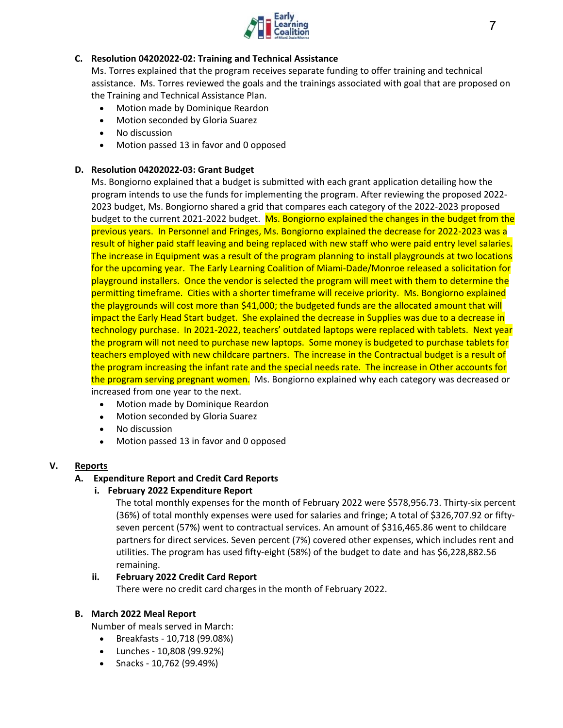### C. Resolution 04202022-02: Training and Technical Assistance

Ms. Torres explained that the program receives separate funding to offer training and technical assistance. Ms. Torres reviewed the goals and the trainings associated with goal that are proposed on the Training and Technical Assistance Plan.

- Motion made by Dominique Reardon
- Motion seconded by Gloria Suarez
- No discussion
- Motion passed 13 in favor and 0 opposed

### D. Resolution 04202022-03: Grant Budget

Ms. Bongiorno explained that a budget is submitted with each grant application detailing how the program intends to use the funds for implementing the program. After reviewing the proposed 2022-2023 budget, Ms. Bongiorno shared a grid that compares each category of the 2022-2023 proposed budget to the current 2021-2022 budget. Ms. Bongiorno explained the changes in the budget from the previous years. In Personnel and Fringes, Ms. Bongiorno explained the decrease for 2022-2023 was a result of higher paid staff leaving and being replaced with new staff who were paid entry level salaries. The increase in Equipment was a result of the program planning to install playgrounds at two locations for the upcoming year. The Early Learning Coalition of Miami-Dade/Monroe released a solicitation for playground installers. Once the vendor is selected the program will meet with them to determine the permitting timeframe. Cities with a shorter timeframe will receive priority. Ms. Bongiorno explained the playgrounds will cost more than $41,000; the budgeted funds are the allocated amount that will impact the Early Head Start budget. She explained the decrease in Supplies was due to a decrease in technology purchase. In 2021-2022, teachers' outdated laptops were replaced with tablets. Next year the program will not need to purchase new laptops. Some money is budgeted to purchase tablets for teachers employed with new childcare partners. The increase in the Contractual budget is a result of the program increasing the infant rate and the special needs rate. The increase in Other accounts for the program serving pregnant women. Ms. Bongiorno explained why each category was decreased or increased from one year to the next.

- Motion made by Dominique Reardon
- Motion seconded by Gloria Suarez
- No discussion
- Motion passed 13 in favor and 0 opposed

## V. Reports

### A. Expenditure Report and Credit Card Reports

#### i. February 2022 Expenditure Report

The total monthly expenses for the month of February 2022 were $578,956.73. Thirty-six percent (36%) of total monthly expenses were used for salaries and fringe; A total of $326,707.92 or fifty-seven percent (57%) went to contractual services. An amount of $316,465.86 went to childcare partners for direct services. Seven percent (7%) covered other expenses, which includes rent and utilities. The program has used fifty-eight (58%) of the budget to date and has $6,228,882.56 remaining.

#### ii. February 2022 Credit Card Report

There were no credit card charges in the month of February 2022.

### B. March 2022 Meal Report

Number of meals served in March:

- Breakfasts - 10,718 (99.08%)
- Lunches - 10,808 (99.92%)
- Snacks - 10,762 (99.49%)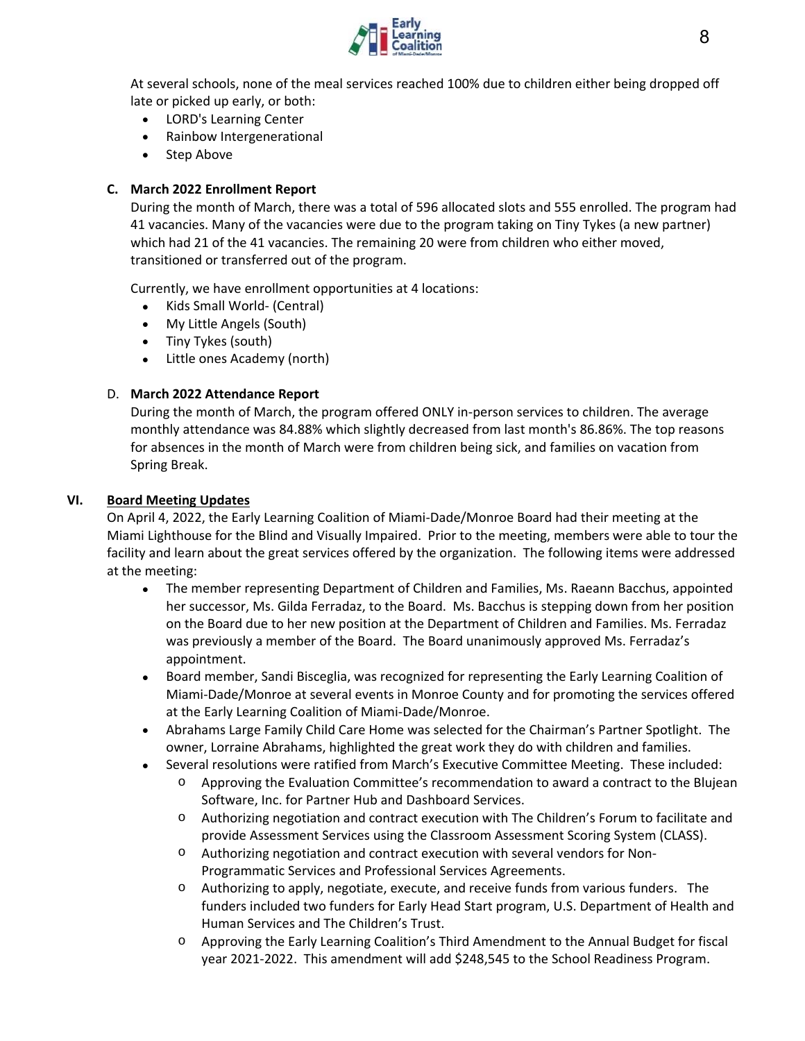At several schools, none of the meal services reached 100% due to children either being dropped off late or picked up early, or both:

- LORD's Learning Center
- Rainbow Intergenerational
- Step Above

**C. March 2022 Enrollment Report**

During the month of March, there was a total of 596 allocated slots and 555 enrolled. The program had 41 vacancies. Many of the vacancies were due to the program taking on Tiny Tykes (a new partner) which had 21 of the 41 vacancies. The remaining 20 were from children who either moved, transitioned or transferred out of the program.

Currently, we have enrollment opportunities at 4 locations:

- Kids Small World- (Central)
- My Little Angels (South)
- Tiny Tykes (south)
- Little ones Academy (north)

D. **March 2022 Attendance Report**

During the month of March, the program offered ONLY in-person services to children. The average monthly attendance was 84.88% which slightly decreased from last month's 86.86%. The top reasons for absences in the month of March were from children being sick, and families on vacation from Spring Break.

## VI. Board Meeting Updates

On April 4, 2022, the Early Learning Coalition of Miami-Dade/Monroe Board had their meeting at the Miami Lighthouse for the Blind and Visually Impaired. Prior to the meeting, members were able to tour the facility and learn about the great services offered by the organization. The following items were addressed at the meeting:

- The member representing Department of Children and Families, Ms. Raeann Bacchus, appointed her successor, Ms. Gilda Ferradaz, to the Board. Ms. Bacchus is stepping down from her position on the Board due to her new position at the Department of Children and Families. Ms. Ferradaz was previously a member of the Board. The Board unanimously approved Ms. Ferradaz's appointment.
- Board member, Sandi Bisceglia, was recognized for representing the Early Learning Coalition of Miami-Dade/Monroe at several events in Monroe County and for promoting the services offered at the Early Learning Coalition of Miami-Dade/Monroe.
- Abrahams Large Family Child Care Home was selected for the Chairman's Partner Spotlight. The owner, Lorraine Abrahams, highlighted the great work they do with children and families.
- Several resolutions were ratified from March's Executive Committee Meeting. These included:
  - Approving the Evaluation Committee's recommendation to award a contract to the Blujean Software, Inc. for Partner Hub and Dashboard Services.
  - Authorizing negotiation and contract execution with The Children's Forum to facilitate and provide Assessment Services using the Classroom Assessment Scoring System (CLASS).
  - Authorizing negotiation and contract execution with several vendors for Non-Programmatic Services and Professional Services Agreements.
  - Authorizing to apply, negotiate, execute, and receive funds from various funders. The funders included two funders for Early Head Start program, U.S. Department of Health and Human Services and The Children's Trust.
  - Approving the Early Learning Coalition's Third Amendment to the Annual Budget for fiscal year 2021-2022. This amendment will add $248,545 to the School Readiness Program.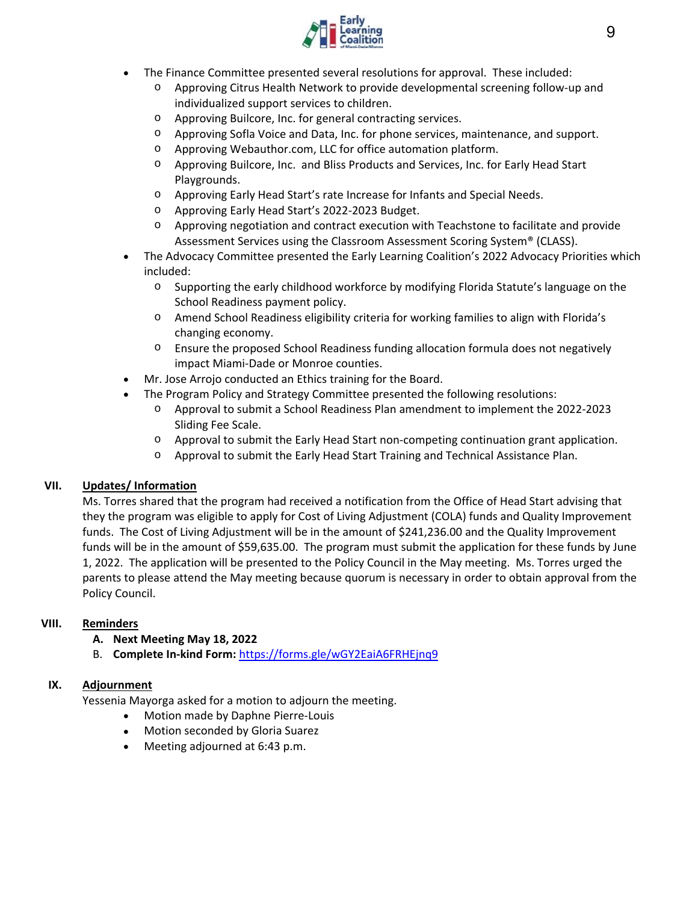- The Finance Committee presented several resolutions for approval. These included:
    - Approving Citrus Health Network to provide developmental screening follow-up and individualized support services to children.
    - Approving Builcore, Inc. for general contracting services.
    - Approving Sofla Voice and Data, Inc. for phone services, maintenance, and support.
    - Approving Webauthor.com, LLC for office automation platform.
    - Approving Builcore, Inc. and Bliss Products and Services, Inc. for Early Head Start Playgrounds.
    - Approving Early Head Start's rate Increase for Infants and Special Needs.
    - Approving Early Head Start's 2022-2023 Budget.
    - Approving negotiation and contract execution with Teachstone to facilitate and provide Assessment Services using the Classroom Assessment Scoring System® (CLASS).
- The Advocacy Committee presented the Early Learning Coalition's 2022 Advocacy Priorities which included:
    - Supporting the early childhood workforce by modifying Florida Statute's language on the School Readiness payment policy.
    - Amend School Readiness eligibility criteria for working families to align with Florida's changing economy.
    - Ensure the proposed School Readiness funding allocation formula does not negatively impact Miami-Dade or Monroe counties.
- Mr. Jose Arrojo conducted an Ethics training for the Board.
- The Program Policy and Strategy Committee presented the following resolutions:
    - Approval to submit a School Readiness Plan amendment to implement the 2022-2023 Sliding Fee Scale.
    - Approval to submit the Early Head Start non-competing continuation grant application.
    - Approval to submit the Early Head Start Training and Technical Assistance Plan.

## VII. <u>Updates/ Information</u>

Ms. Torres shared that the program had received a notification from the Office of Head Start advising that they the program was eligible to apply for Cost of Living Adjustment (COLA) funds and Quality Improvement funds. The Cost of Living Adjustment will be in the amount of $241,236.00 and the Quality Improvement funds will be in the amount of $59,635.00. The program must submit the application for these funds by June 1, 2022. The application will be presented to the Policy Council in the May meeting. Ms. Torres urged the parents to please attend the May meeting because quorum is necessary in order to obtain approval from the Policy Council.

## VIII. <u>Reminders</u>

A. **Next Meeting May 18, 2022**
B. **Complete In-kind Form:** https://forms.gle/wGY2EaiA6FRHEjnq9

## IX. <u>Adjournment</u>

Yessenia Mayorga asked for a motion to adjourn the meeting.

- Motion made by Daphne Pierre-Louis
- Motion seconded by Gloria Suarez
- Meeting adjourned at 6:43 p.m.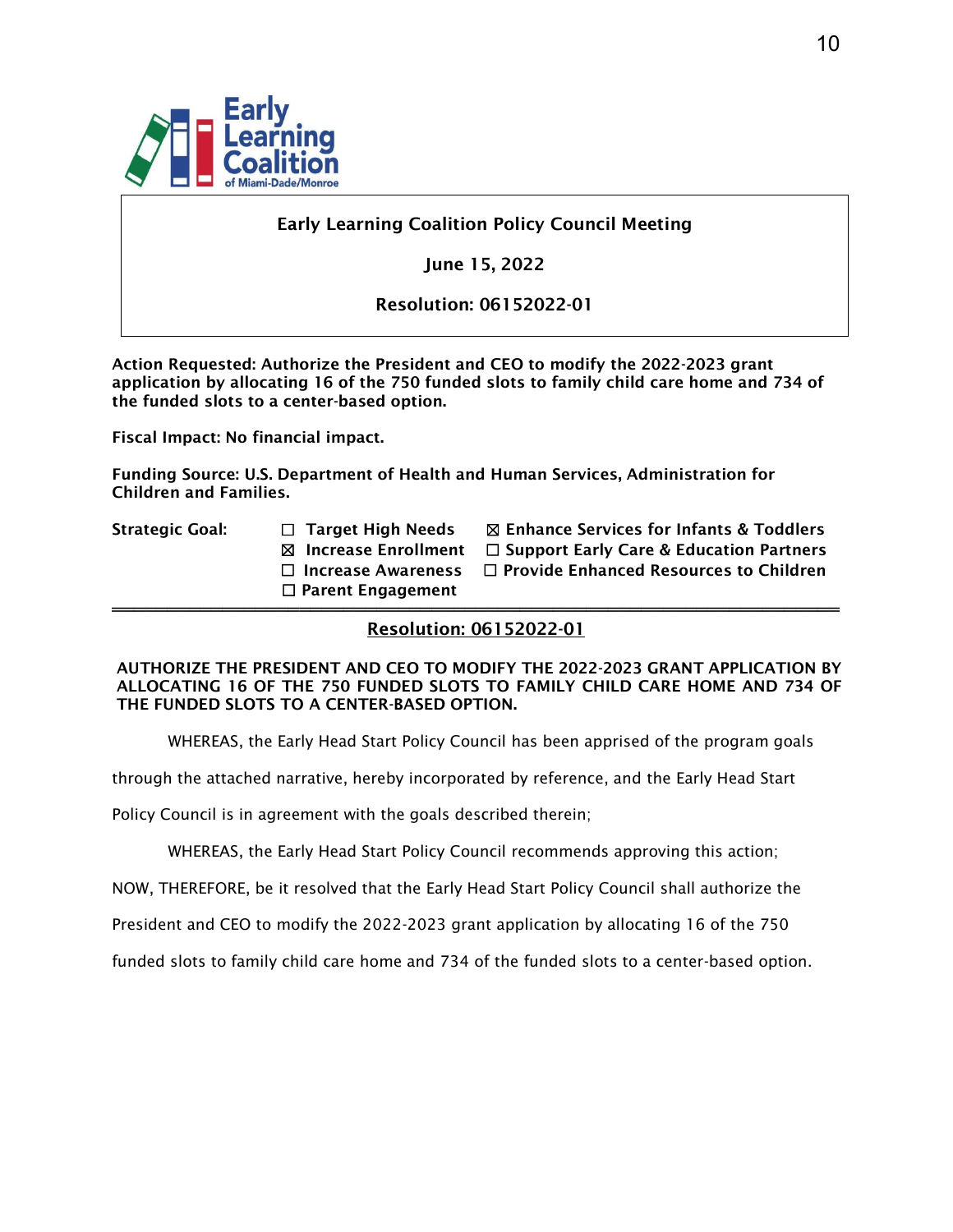**Early Learning Coalition Policy Council Meeting**

**June 15, 2022**

**Resolution: 06152022-01**

**Action Requested: Authorize the President and CEO to modify the 2022-2023 grant application by allocating 16 of the 750 funded slots to family child care home and 734 of the funded slots to a center-based option.**

**Fiscal Impact: No financial impact.**

**Funding Source: U.S. Department of Health and Human Services, Administration for Children and Families.**

**Strategic Goal:**

- ☐ Target High Needs
- ☒ Increase Enrollment
- ☐ Increase Awareness
- ☐ Parent Engagement
- ☒ Enhance Services for Infants & Toddlers
- ☐ Support Early Care & Education Partners
- ☐ Provide Enhanced Resources to Children

---

**Resolution: 06152022-01**

**AUTHORIZE THE PRESIDENT AND CEO TO MODIFY THE 2022-2023 GRANT APPLICATION BY ALLOCATING 16 OF THE 750 FUNDED SLOTS TO FAMILY CHILD CARE HOME AND 734 OF THE FUNDED SLOTS TO A CENTER-BASED OPTION.**

WHEREAS, the Early Head Start Policy Council has been apprised of the program goals through the attached narrative, hereby incorporated by reference, and the Early Head Start Policy Council is in agreement with the goals described therein;

WHEREAS, the Early Head Start Policy Council recommends approving this action;

NOW, THEREFORE, be it resolved that the Early Head Start Policy Council shall authorize the President and CEO to modify the 2022-2023 grant application by allocating 16 of the 750 funded slots to family child care home and 734 of the funded slots to a center-based option.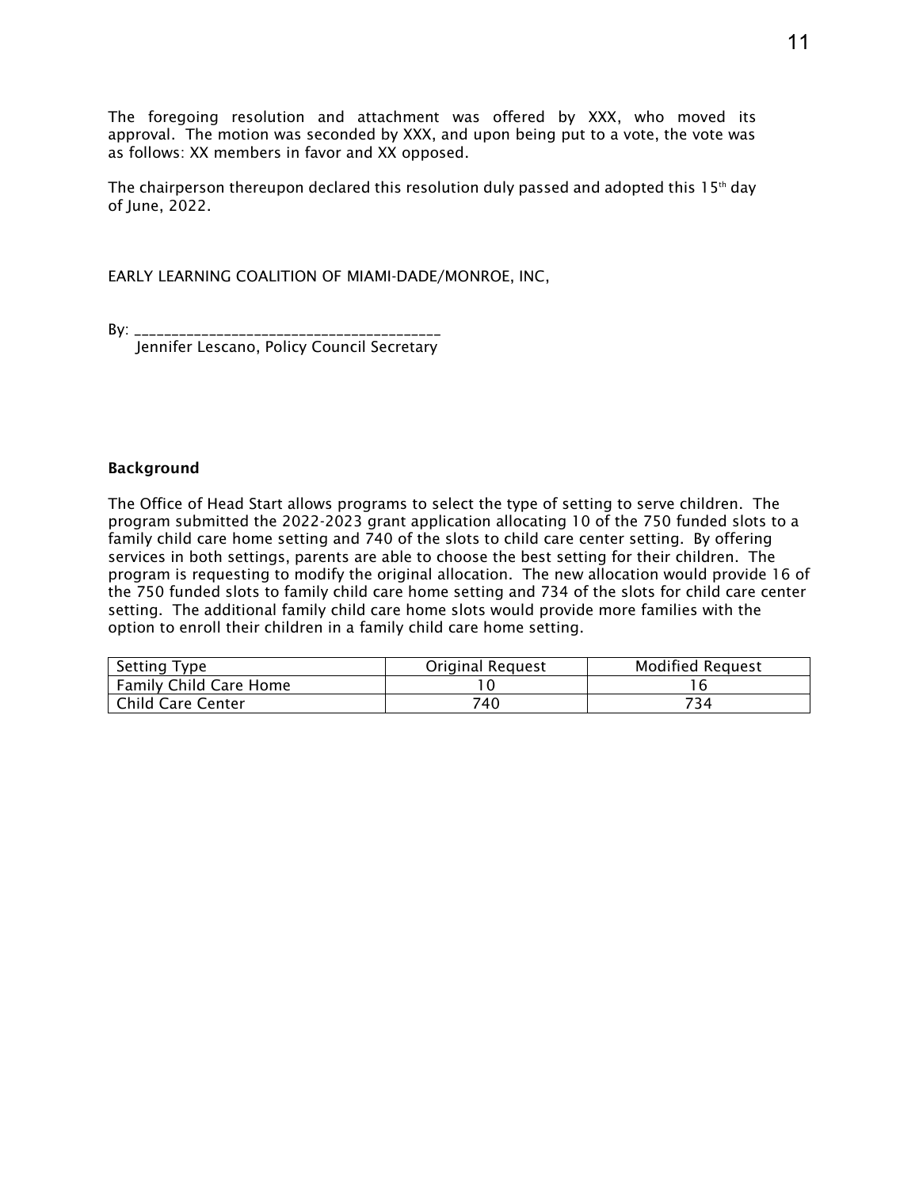The foregoing resolution and attachment was offered by XXX, who moved its approval. The motion was seconded by XXX, and upon being put to a vote, the vote was as follows: XX members in favor and XX opposed.

The chairperson thereupon declared this resolution duly passed and adopted this 15th day of June, 2022.

EARLY LEARNING COALITION OF MIAMI-DADE/MONROE, INC,

By: ________________________________________
Jennifer Lescano, Policy Council Secretary

**Background**

The Office of Head Start allows programs to select the type of setting to serve children. The program submitted the 2022-2023 grant application allocating 10 of the 750 funded slots to a family child care home setting and 740 of the slots to child care center setting. By offering services in both settings, parents are able to choose the best setting for their children. The program is requesting to modify the original allocation. The new allocation would provide 16 of the 750 funded slots to family child care home setting and 734 of the slots for child care center setting. The additional family child care home slots would provide more families with the option to enroll their children in a family child care home setting.

| Setting Type | Original Request | Modified Request |
| --- | --- | --- |
| Family Child Care Home | 10 | 16 |
| Child Care Center | 740 | 734 |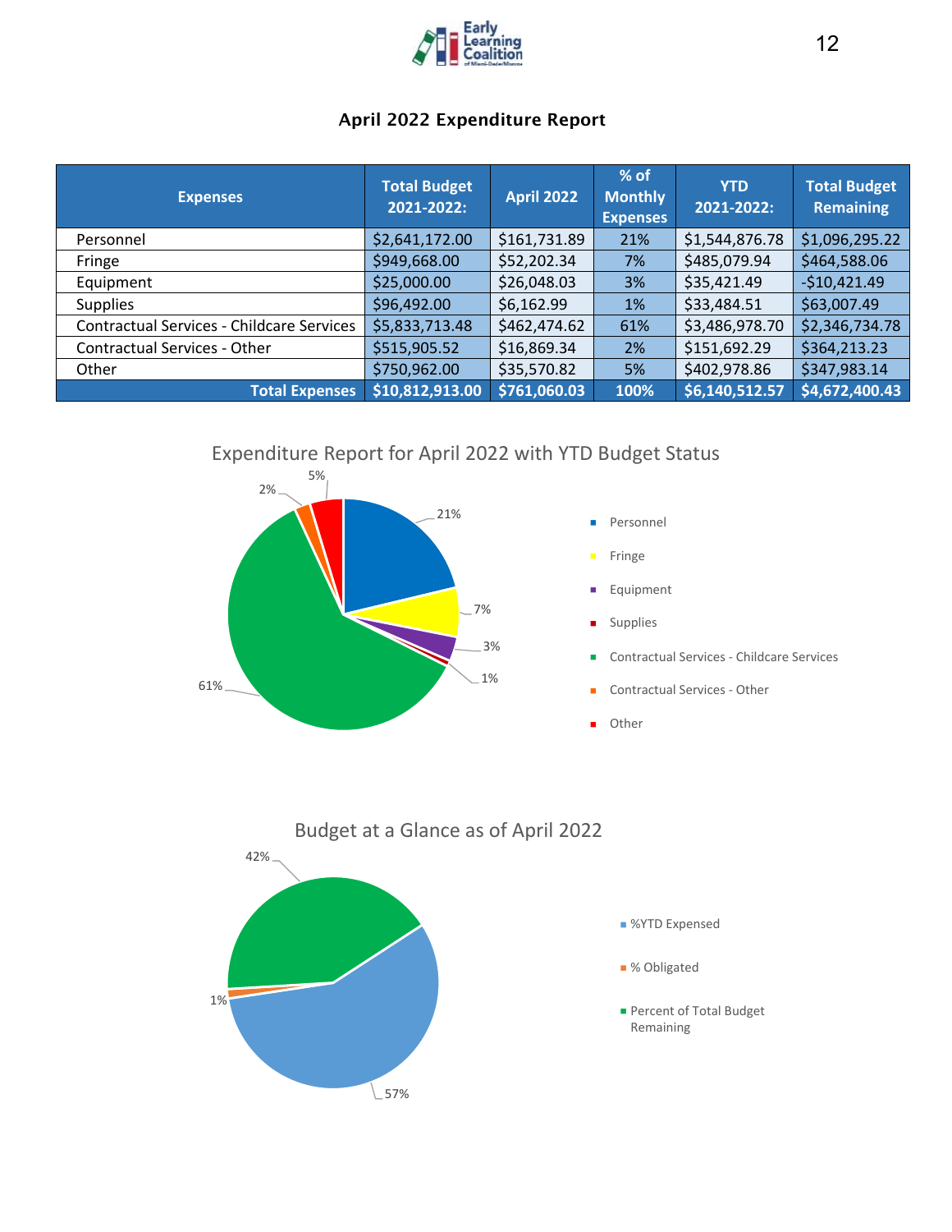## April 2022 Expenditure Report

| Expenses | Total Budget 2021-2022: | April 2022 | % of Monthly Expenses | YTD 2021-2022: | Total Budget Remaining |
|---|---|---|---|---|---|
| Personnel | $2,641,172.00 | $161,731.89 | 21% | $1,544,876.78 | $1,096,295.22 |
| Fringe | $949,668.00 | $52,202.34 | 7% | $485,079.94 | $464,588.06 |
| Equipment | $25,000.00 | $26,048.03 | 3% | $35,421.49 | -$10,421.49 |
| Supplies | $96,492.00 | $6,162.99 | 1% | $33,484.51 | $63,007.49 |
| Contractual Services - Childcare Services | $5,833,713.48 | $462,474.62 | 61% | $3,486,978.70 | $2,346,734.78 |
| Contractual Services - Other | $515,905.52 | $16,869.34 | 2% | $151,692.29 | $364,213.23 |
| Other | $750,962.00 | $35,570.82 | 5% | $402,978.86 | $347,983.14 |
| **Total Expenses** | **$10,812,913.00** | **$761,060.03** | **100%** | **$6,140,512.57** | **$4,672,400.43** |

### Expenditure Report for April 2022 with YTD Budget Status

- Personnel: 21%
- Fringe: 7%
- Equipment: 3%
- Supplies: 1%
- Contractual Services - Childcare Services: 61%
- Contractual Services - Other: 2%
- Other: 5%

### Budget at a Glance as of April 2022

- %YTD Expensed: 57%
- % Obligated: 1%
- Percent of Total Budget Remaining: 42%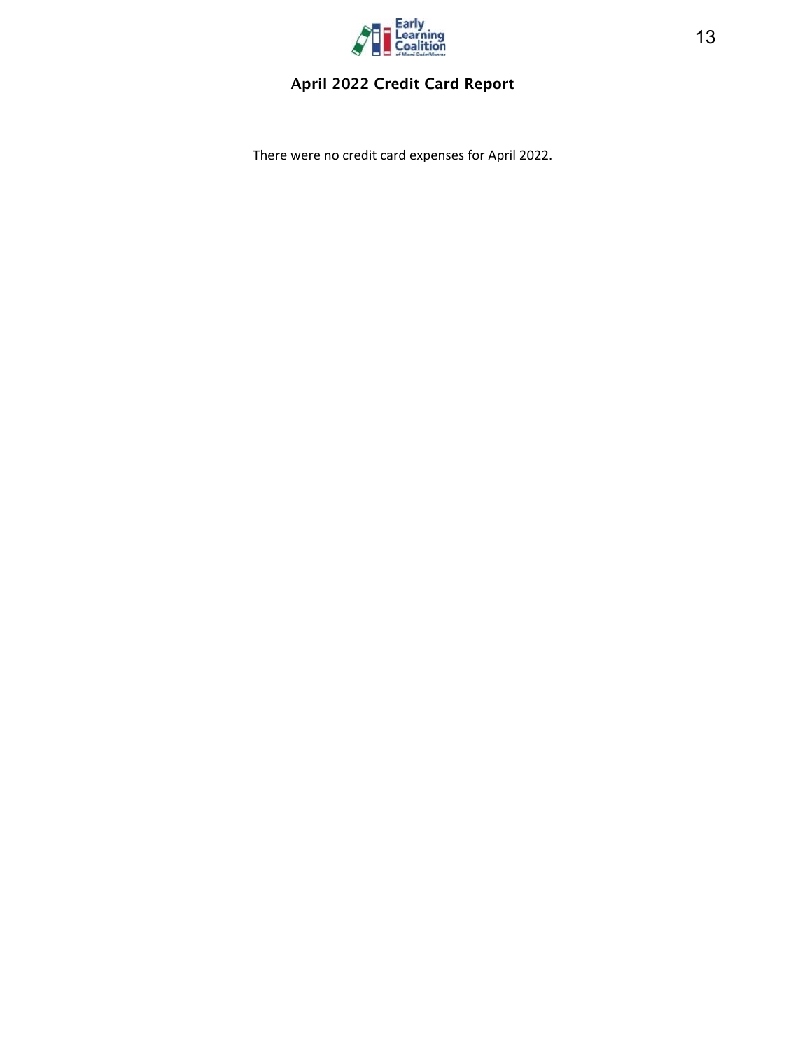## April 2022 Credit Card Report

There were no credit card expenses for April 2022.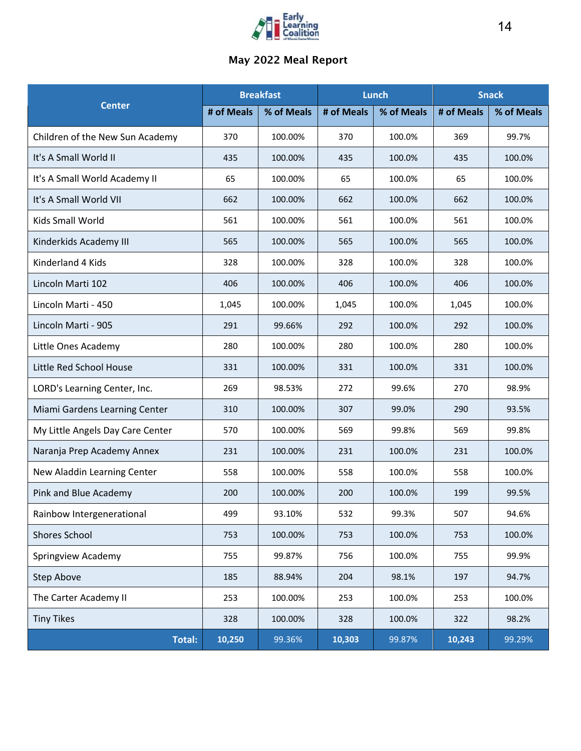## May 2022 Meal Report

| Center | Breakfast | | Lunch | | Snack | |
|---|---|---|---|---|---|---|
| | # of Meals | % of Meals | # of Meals | % of Meals | # of Meals | % of Meals |
| Children of the New Sun Academy | 370 | 100.00% | 370 | 100.0% | 369 | 99.7% |
| It's A Small World II | 435 | 100.00% | 435 | 100.0% | 435 | 100.0% |
| It's A Small World Academy II | 65 | 100.00% | 65 | 100.0% | 65 | 100.0% |
| It's A Small World VII | 662 | 100.00% | 662 | 100.0% | 662 | 100.0% |
| Kids Small World | 561 | 100.00% | 561 | 100.0% | 561 | 100.0% |
| Kinderkids Academy III | 565 | 100.00% | 565 | 100.0% | 565 | 100.0% |
| Kinderland 4 Kids | 328 | 100.00% | 328 | 100.0% | 328 | 100.0% |
| Lincoln Marti 102 | 406 | 100.00% | 406 | 100.0% | 406 | 100.0% |
| Lincoln Marti - 450 | 1,045 | 100.00% | 1,045 | 100.0% | 1,045 | 100.0% |
| Lincoln Marti - 905 | 291 | 99.66% | 292 | 100.0% | 292 | 100.0% |
| Little Ones Academy | 280 | 100.00% | 280 | 100.0% | 280 | 100.0% |
| Little Red School House | 331 | 100.00% | 331 | 100.0% | 331 | 100.0% |
| LORD's Learning Center, Inc. | 269 | 98.53% | 272 | 99.6% | 270 | 98.9% |
| Miami Gardens Learning Center | 310 | 100.00% | 307 | 99.0% | 290 | 93.5% |
| My Little Angels Day Care Center | 570 | 100.00% | 569 | 99.8% | 569 | 99.8% |
| Naranja Prep Academy Annex | 231 | 100.00% | 231 | 100.0% | 231 | 100.0% |
| New Aladdin Learning Center | 558 | 100.00% | 558 | 100.0% | 558 | 100.0% |
| Pink and Blue Academy | 200 | 100.00% | 200 | 100.0% | 199 | 99.5% |
| Rainbow Intergenerational | 499 | 93.10% | 532 | 99.3% | 507 | 94.6% |
| Shores School | 753 | 100.00% | 753 | 100.0% | 753 | 100.0% |
| Springview Academy | 755 | 99.87% | 756 | 100.0% | 755 | 99.9% |
| Step Above | 185 | 88.94% | 204 | 98.1% | 197 | 94.7% |
| The Carter Academy II | 253 | 100.00% | 253 | 100.0% | 253 | 100.0% |
| Tiny Tikes | 328 | 100.00% | 328 | 100.0% | 322 | 98.2% |
| **Total:** | **10,250** | 99.36% | **10,303** | 99.87% | **10,243** | 99.29% |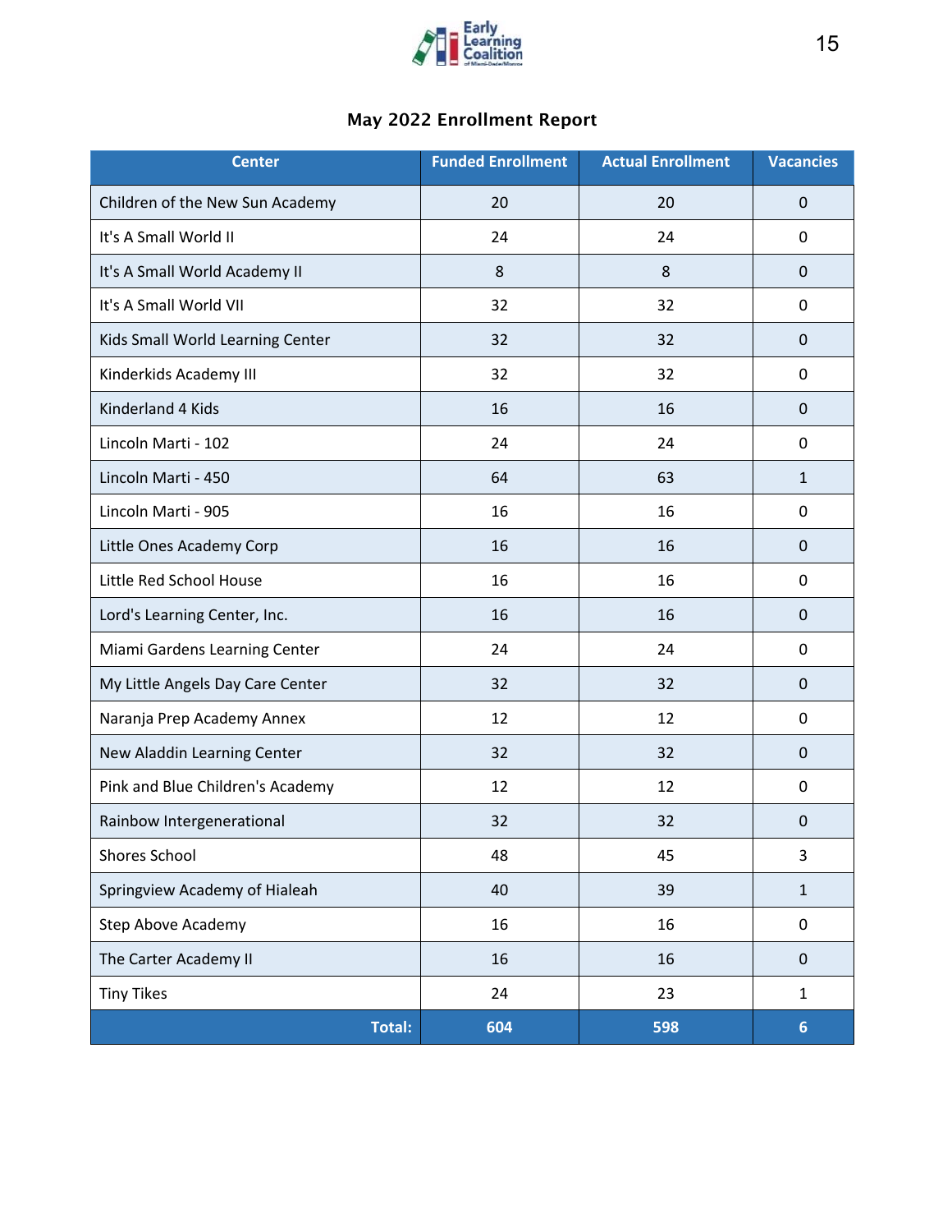## May 2022 Enrollment Report

| Center | Funded Enrollment | Actual Enrollment | Vacancies |
|---|---|---|---|
| Children of the New Sun Academy | 20 | 20 | 0 |
| It's A Small World II | 24 | 24 | 0 |
| It's A Small World Academy II | 8 | 8 | 0 |
| It's A Small World VII | 32 | 32 | 0 |
| Kids Small World Learning Center | 32 | 32 | 0 |
| Kinderkids Academy III | 32 | 32 | 0 |
| Kinderland 4 Kids | 16 | 16 | 0 |
| Lincoln Marti - 102 | 24 | 24 | 0 |
| Lincoln Marti - 450 | 64 | 63 | 1 |
| Lincoln Marti - 905 | 16 | 16 | 0 |
| Little Ones Academy Corp | 16 | 16 | 0 |
| Little Red School House | 16 | 16 | 0 |
| Lord's Learning Center, Inc. | 16 | 16 | 0 |
| Miami Gardens Learning Center | 24 | 24 | 0 |
| My Little Angels Day Care Center | 32 | 32 | 0 |
| Naranja Prep Academy Annex | 12 | 12 | 0 |
| New Aladdin Learning Center | 32 | 32 | 0 |
| Pink and Blue Children's Academy | 12 | 12 | 0 |
| Rainbow Intergenerational | 32 | 32 | 0 |
| Shores School | 48 | 45 | 3 |
| Springview Academy of Hialeah | 40 | 39 | 1 |
| Step Above Academy | 16 | 16 | 0 |
| The Carter Academy II | 16 | 16 | 0 |
| Tiny Tikes | 24 | 23 | 1 |
| **Total:** | **604** | **598** | **6** |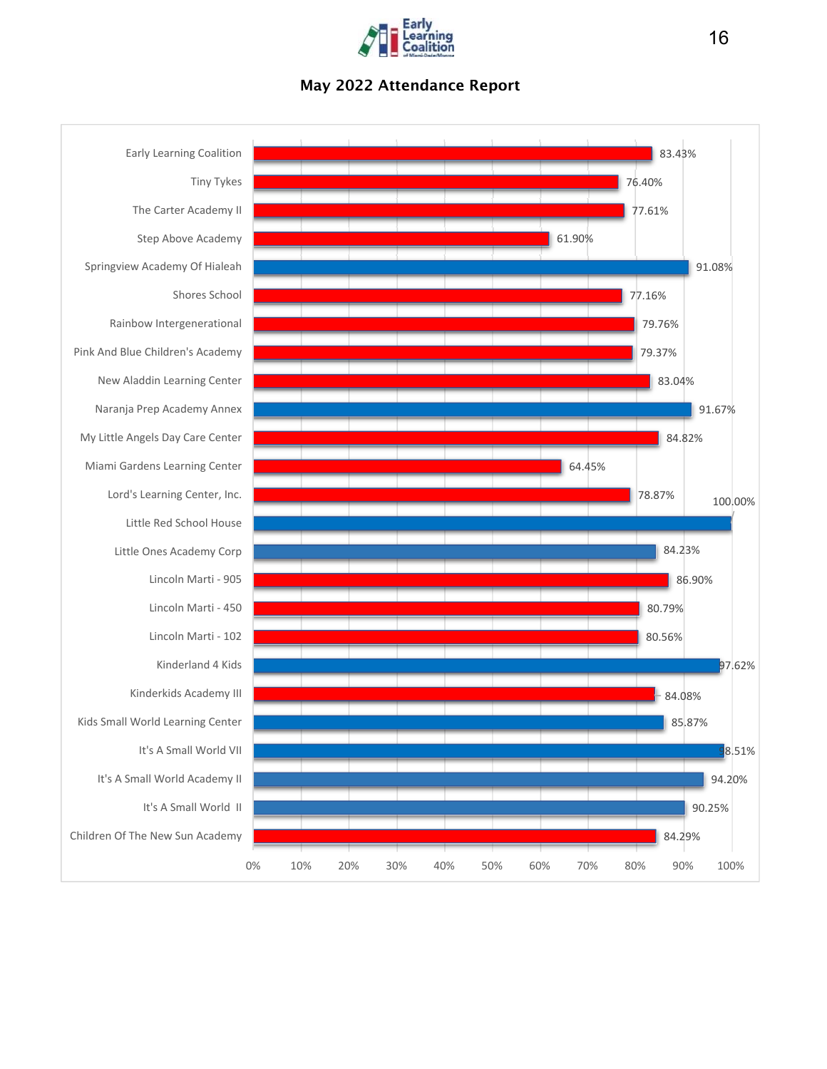## May 2022 Attendance Report

| Center | Attendance |
|---|---|
| Early Learning Coalition | 83.43% |
| Tiny Tykes | 76.40% |
| The Carter Academy II | 77.61% |
| Step Above Academy | 61.90% |
| Springview Academy Of Hialeah | 91.08% |
| Shores School | 77.16% |
| Rainbow Intergenerational | 79.76% |
| Pink And Blue Children's Academy | 79.37% |
| New Aladdin Learning Center | 83.04% |
| Naranja Prep Academy Annex | 91.67% |
| My Little Angels Day Care Center | 84.82% |
| Miami Gardens Learning Center | 64.45% |
| Lord's Learning Center, Inc. | 78.87% |
| Little Red School House | 100.00% |
| Little Ones Academy Corp | 84.23% |
| Lincoln Marti - 905 | 86.90% |
| Lincoln Marti - 450 | 80.79% |
| Lincoln Marti - 102 | 80.56% |
| Kinderland 4 Kids | 97.62% |
| Kinderkids Academy III | 84.08% |
| Kids Small World Learning Center | 85.87% |
| It's A Small World VII | 98.51% |
| It's A Small World Academy II | 94.20% |
| It's A Small World II | 90.25% |
| Children Of The New Sun Academy | 84.29% |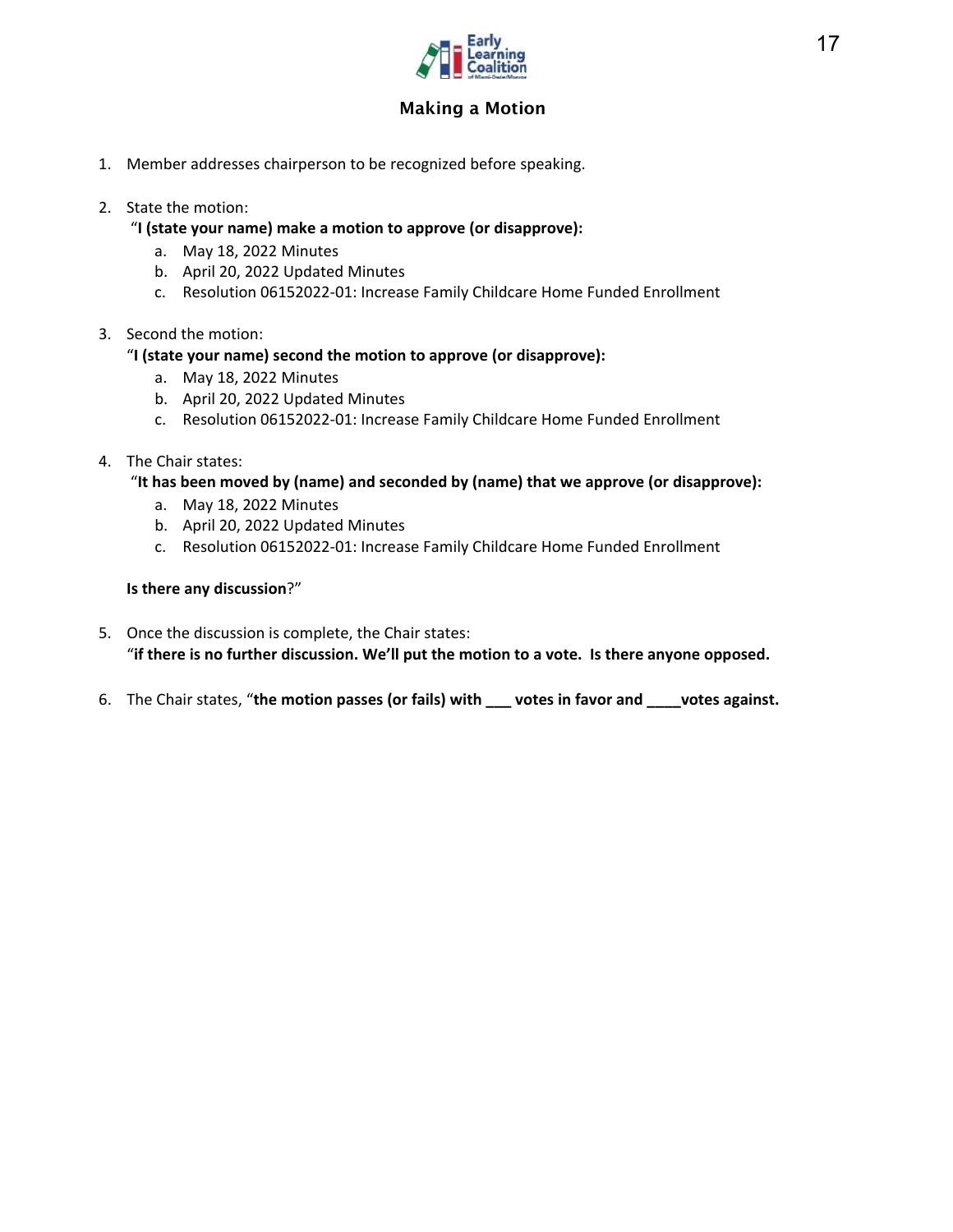## Making a Motion

1. Member addresses chairperson to be recognized before speaking.

2. State the motion:
   "**I (state your name) make a motion to approve (or disapprove):**
   a. May 18, 2022 Minutes
   b. April 20, 2022 Updated Minutes
   c. Resolution 06152022-01: Increase Family Childcare Home Funded Enrollment

3. Second the motion:
   "**I (state your name) second the motion to approve (or disapprove):**
   a. May 18, 2022 Minutes
   b. April 20, 2022 Updated Minutes
   c. Resolution 06152022-01: Increase Family Childcare Home Funded Enrollment

4. The Chair states:
   "**It has been moved by (name) and seconded by (name) that we approve (or disapprove):**
   a. May 18, 2022 Minutes
   b. April 20, 2022 Updated Minutes
   c. Resolution 06152022-01: Increase Family Childcare Home Funded Enrollment

   **Is there any discussion**?"

5. Once the discussion is complete, the Chair states:
   "**if there is no further discussion. We'll put the motion to a vote. Is there anyone opposed.**

6. The Chair states, "**the motion passes (or fails) with ___ votes in favor and ____votes against.**